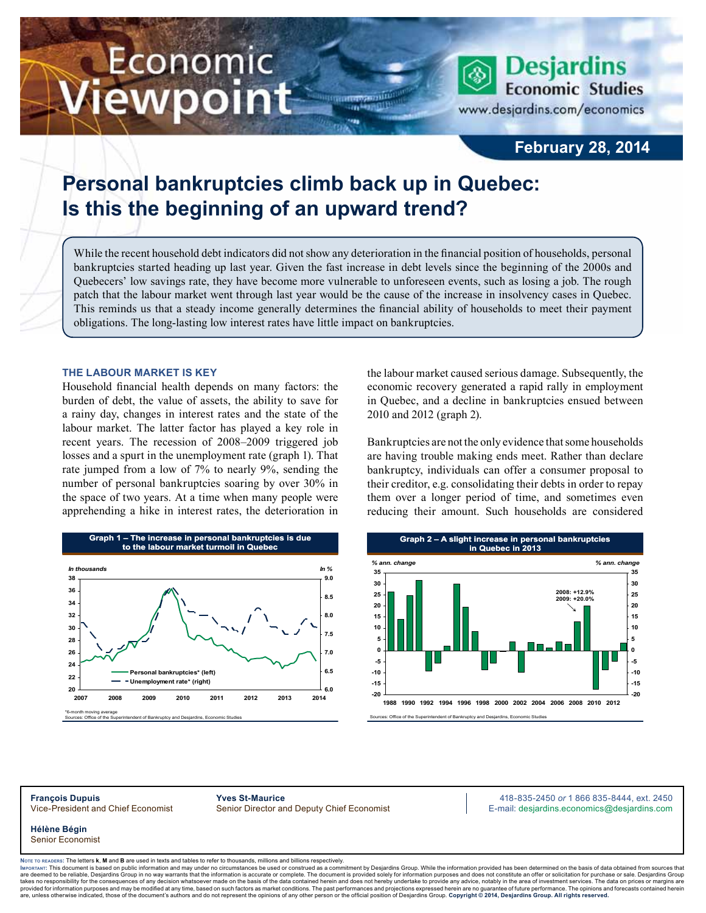# Economic Viewpoint

**Desjardins Economic Studies**
www.desjardins.com/economics

**February 28, 2014**

# Personal bankruptcies climb back up in Quebec: Is this the beginning of an upward trend?

While the recent household debt indicators did not show any deterioration in the financial position of households, personal bankruptcies started heading up last year. Given the fast increase in debt levels since the beginning of the 2000s and Quebecers' low savings rate, they have become more vulnerable to unforeseen events, such as losing a job. The rough patch that the labour market went through last year would be the cause of the increase in insolvency cases in Quebec. This reminds us that a steady income generally determines the financial ability of households to meet their payment obligations. The long-lasting low interest rates have little impact on bankruptcies.

## THE LABOUR MARKET IS KEY

Household financial health depends on many factors: the burden of debt, the value of assets, the ability to save for a rainy day, changes in interest rates and the state of the labour market. The latter factor has played a key role in recent years. The recession of 2008–2009 triggered job losses and a spurt in the unemployment rate (graph 1). That rate jumped from a low of 7% to nearly 9%, sending the number of personal bankruptcies soaring by over 30% in the space of two years. At a time when many people were apprehending a hike in interest rates, the deterioration in the labour market caused serious damage. Subsequently, the economic recovery generated a rapid rally in employment in Quebec, and a decline in bankruptcies ensued between 2010 and 2012 (graph 2).

Bankruptcies are not the only evidence that some households are having trouble making ends meet. Rather than declare bankruptcy, individuals can offer a consumer proposal to their creditor, e.g. consolidating their debts in order to repay them over a longer period of time, and sometimes even reducing their amount. Such households are considered

**Graph 1 – The increase in personal bankruptcies is due to the labour market turmoil in Quebec**

*6-month moving average
Sources: Office of the Superintendent of Bankruptcy and Desjardins, Economic Studies

**Graph 2 – A slight increase in personal bankruptcies in Quebec in 2013**

Sources: Office of the Superintendent of Bankruptcy and Desjardins, Economic Studies

**François Dupuis**
Vice-President and Chief Economist

**Yves St-Maurice**
Senior Director and Deputy Chief Economist

**Hélène Bégin**
Senior Economist

418-835-2450 *or* 1 866 835-8444, ext. 2450
E-mail: desjardins.economics@desjardins.com

Note to readers: The letters **k**, **M** and **B** are used in texts and tables to refer to thousands, millions and billions respectively.
Important: This document is based on public information and may under no circumstances be used or construed as a commitment by Desjardins Group. While the information provided has been determined on the basis of data obtained from sources that are deemed to be reliable, Desjardins Group in no way warrants that the information is accurate or complete. The document is provided solely for information purposes and does not constitute an offer or solicitation for purchase or sale. Desjardins Group takes no responsibility for the consequences of any decision whatsoever made on the basis of the data contained herein and does not hereby undertake to provide any advice, notably in the area of investment services. The data on prices or margins are provided for information purposes and may be modified at any time, based on such factors as market conditions. The past performances and projections expressed herein are no guarantee of future performance. The opinions and forecasts contained herein are, unless otherwise indicated, those of the document's authors and do not represent the opinions of any other person or the official position of Desjardins Group. **Copyright © 2014, Desjardins Group. All rights reserved.**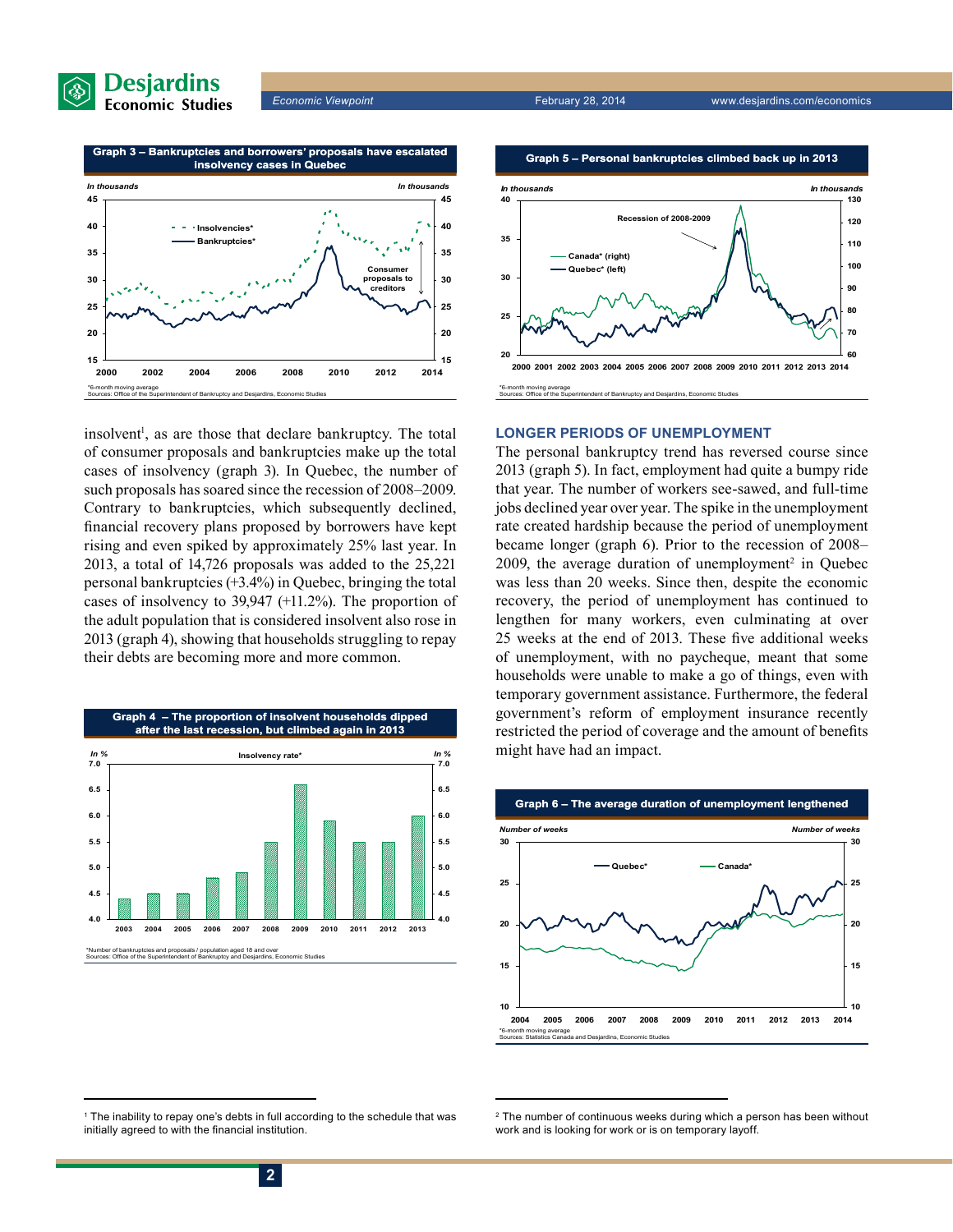**Graph 3 – Bankruptcies and borrowers' proposals have escalated insolvency cases in Quebec**

*6-month moving average
Sources: Office of the Superintendent of Bankruptcy and Desjardins, Economic Studies

insolvent[1], as are those that declare bankruptcy. The total of consumer proposals and bankruptcies make up the total cases of insolvency (graph 3). In Quebec, the number of such proposals has soared since the recession of 2008–2009. Contrary to bankruptcies, which subsequently declined, financial recovery plans proposed by borrowers have kept rising and even spiked by approximately 25% last year. In 2013, a total of 14,726 proposals was added to the 25,221 personal bankruptcies (+3.4%) in Quebec, bringing the total cases of insolvency to 39,947 (+11.2%). The proportion of the adult population that is considered insolvent also rose in 2013 (graph 4), showing that households struggling to repay their debts are becoming more and more common.

**Graph 4 – The proportion of insolvent households dipped after the last recession, but climbed again in 2013**

*Number of bankruptcies and proposals / population aged 18 and over
Sources: Office of the Superintendent of Bankruptcy and Desjardins, Economic Studies

**Graph 5 – Personal bankruptcies climbed back up in 2013**

*6-month moving average
Sources: Office of the Superintendent of Bankruptcy and Desjardins, Economic Studies

## LONGER PERIODS OF UNEMPLOYMENT

The personal bankruptcy trend has reversed course since 2013 (graph 5). In fact, employment had quite a bumpy ride that year. The number of workers see-sawed, and full-time jobs declined year over year. The spike in the unemployment rate created hardship because the period of unemployment became longer (graph 6). Prior to the recession of 2008–2009, the average duration of unemployment[2] in Quebec was less than 20 weeks. Since then, despite the economic recovery, the period of unemployment has continued to lengthen for many workers, even culminating at over 25 weeks at the end of 2013. These five additional weeks of unemployment, with no paycheque, meant that some households were unable to make a go of things, even with temporary government assistance. Furthermore, the federal government's reform of employment insurance recently restricted the period of coverage and the amount of benefits might have had an impact.

**Graph 6 – The average duration of unemployment lengthened**

*6-month moving average
Sources: Statistics Canada and Desjardins, Economic Studies

[1] The inability to repay one's debts in full according to the schedule that was initially agreed to with the financial institution.

[2] The number of continuous weeks during which a person has been without work and is looking for work or is on temporary layoff.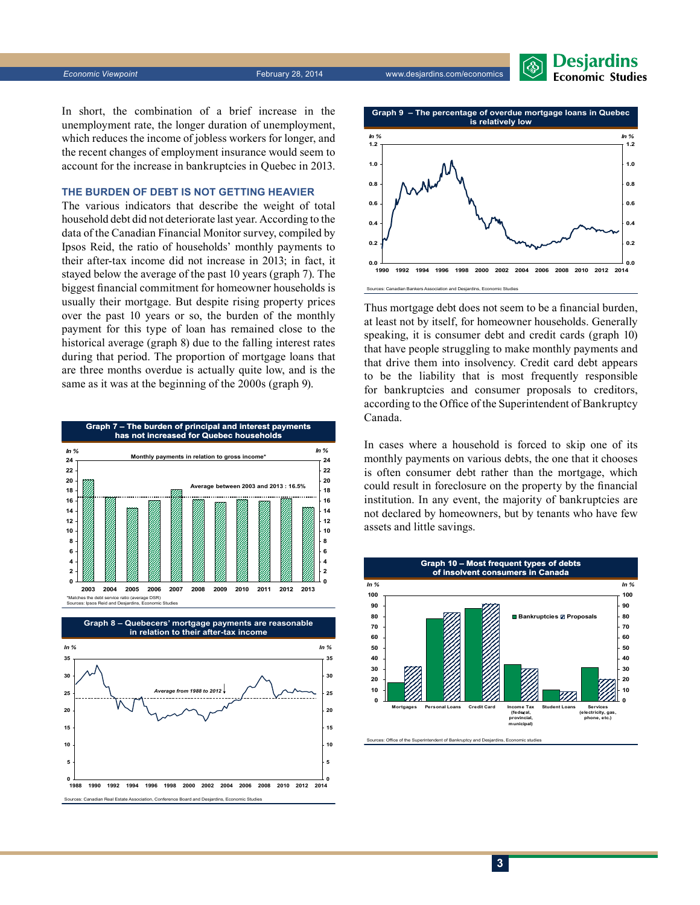In short, the combination of a brief increase in the unemployment rate, the longer duration of unemployment, which reduces the income of jobless workers for longer, and the recent changes of employment insurance would seem to account for the increase in bankruptcies in Quebec in 2013.

### THE BURDEN OF DEBT IS NOT GETTING HEAVIER

The various indicators that describe the weight of total household debt did not deteriorate last year. According to the data of the Canadian Financial Monitor survey, compiled by Ipsos Reid, the ratio of households' monthly payments to their after-tax income did not increase in 2013; in fact, it stayed below the average of the past 10 years (graph 7). The biggest financial commitment for homeowner households is usually their mortgage. But despite rising property prices over the past 10 years or so, the burden of the monthly payment for this type of loan has remained close to the historical average (graph 8) due to the falling interest rates during that period. The proportion of mortgage loans that are three months overdue is actually quite low, and is the same as it was at the beginning of the 2000s (graph 9).

**Graph 7 – The burden of principal and interest payments has not increased for Quebec households**

Monthly payments in relation to gross income* (In %)

Average between 2003 and 2013 : 16.5%

*Matches the debt service ratio (average DSR)
Sources: Ipsos Reid and Desjardins, Economic Studies

**Graph 8 – Quebecers' mortgage payments are reasonable in relation to their after-tax income**

*Average from 1988 to 2012*

Sources: Canadian Real Estate Association, Conference Board and Desjardins, Economic Studies

**Graph 9 – The percentage of overdue mortgage loans in Quebec is relatively low**

Sources: Canadian Bankers Association and Desjardins, Economic Studies

Thus mortgage debt does not seem to be a financial burden, at least not by itself, for homeowner households. Generally speaking, it is consumer debt and credit cards (graph 10) that have people struggling to make monthly payments and that drive them into insolvency. Credit card debt appears to be the liability that is most frequently responsible for bankruptcies and consumer proposals to creditors, according to the Office of the Superintendent of Bankruptcy Canada.

In cases where a household is forced to skip one of its monthly payments on various debts, the one that it chooses is often consumer debt rather than the mortgage, which could result in foreclosure on the property by the financial institution. In any event, the majority of bankruptcies are not declared by homeowners, but by tenants who have few assets and little savings.

**Graph 10 – Most frequent types of debts of insolvent consumers in Canada**

Sources: Office of the Superintendent of Bankruptcy and Desjardins, Economic studies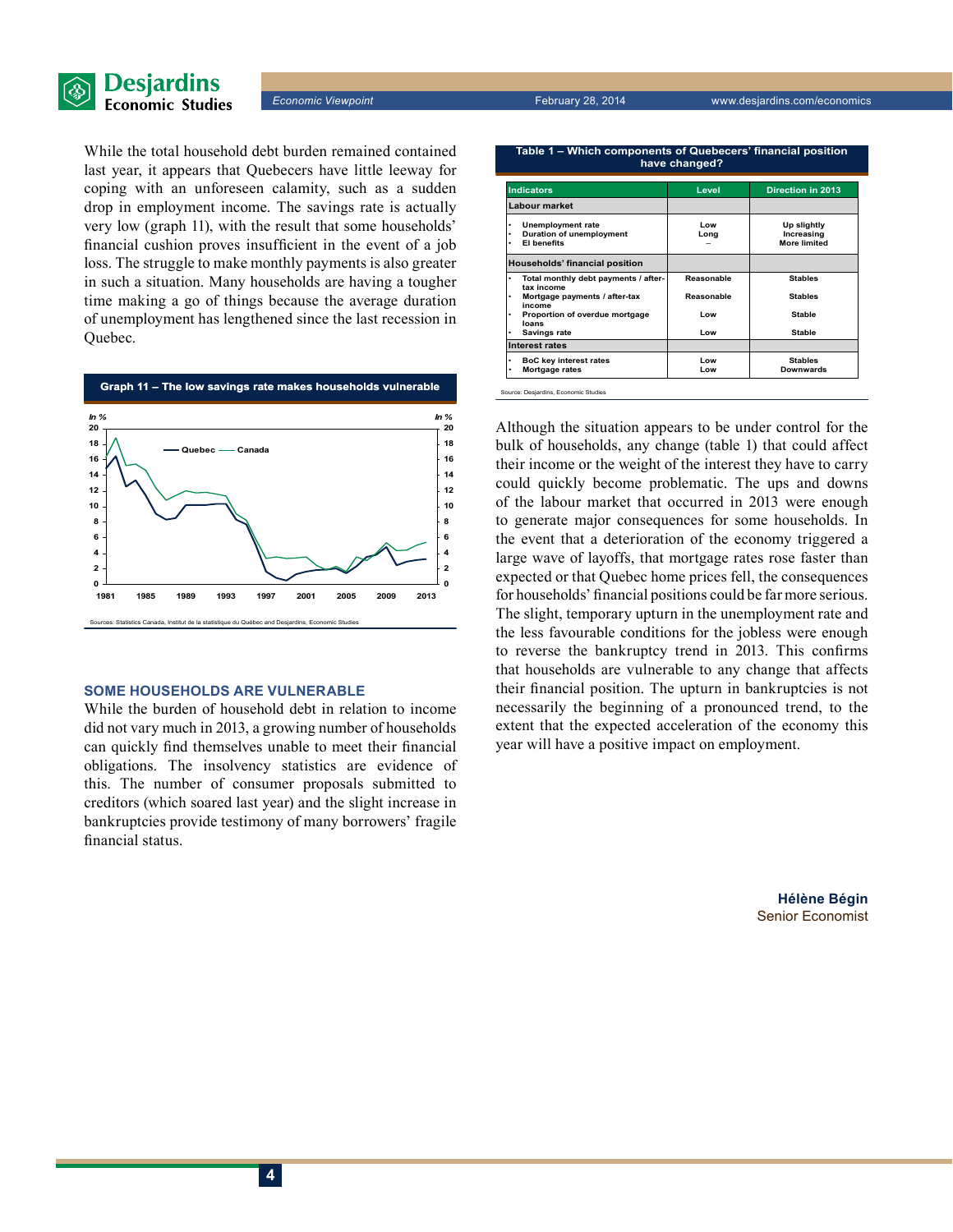While the total household debt burden remained contained last year, it appears that Quebecers have little leeway for coping with an unforeseen calamity, such as a sudden drop in employment income. The savings rate is actually very low (graph 11), with the result that some households' financial cushion proves insufficient in the event of a job loss. The struggle to make monthly payments is also greater in such a situation. Many households are having a tougher time making a go of things because the average duration of unemployment has lengthened since the last recession in Quebec.

**Graph 11 – The low savings rate makes households vulnerable**

In %

20
18
16
14
12
10
8
6
4
2
0

Quebec
Canada

1981
1985
1989
1993
1997
2001
2005
2009
2013

Sources: Statistics Canada, Institut de la statistique du Québec and Desjardins, Economic Studies

## SOME HOUSEHOLDS ARE VULNERABLE

While the burden of household debt in relation to income did not vary much in 2013, a growing number of households can quickly find themselves unable to meet their financial obligations. The insolvency statistics are evidence of this. The number of consumer proposals submitted to creditors (which soared last year) and the slight increase in bankruptcies provide testimony of many borrowers' fragile financial status.

**Table 1 – Which components of Quebecers' financial position have changed?**

| Indicators | Level | Direction in 2013 |
|---|---|---|
| **Labour market** | | |
| • Unemployment rate | Low | Up slightly |
| • Duration of unemployment | Long | Increasing |
| • EI benefits | – | More limited |
| **Households' financial position** | | |
| • Total monthly debt payments / after-tax income | Reasonable | Stables |
| • Mortgage payments / after-tax income | Reasonable | Stables |
| • Proportion of overdue mortgage loans | Low | Stable |
| • Savings rate | Low | Stable |
| **Interest rates** | | |
| • BoC key interest rates | Low | Stables |
| • Mortgage rates | Low | Downwards |

Source: Desjardins, Economic Studies

Although the situation appears to be under control for the bulk of households, any change (table 1) that could affect their income or the weight of the interest they have to carry could quickly become problematic. The ups and downs of the labour market that occurred in 2013 were enough to generate major consequences for some households. In the event that a deterioration of the economy triggered a large wave of layoffs, that mortgage rates rose faster than expected or that Quebec home prices fell, the consequences for households' financial positions could be far more serious. The slight, temporary upturn in the unemployment rate and the less favourable conditions for the jobless were enough to reverse the bankruptcy trend in 2013. This confirms that households are vulnerable to any change that affects their financial position. The upturn in bankruptcies is not necessarily the beginning of a pronounced trend, to the extent that the expected acceleration of the economy this year will have a positive impact on employment.

**Hélène Bégin**
Senior Economist